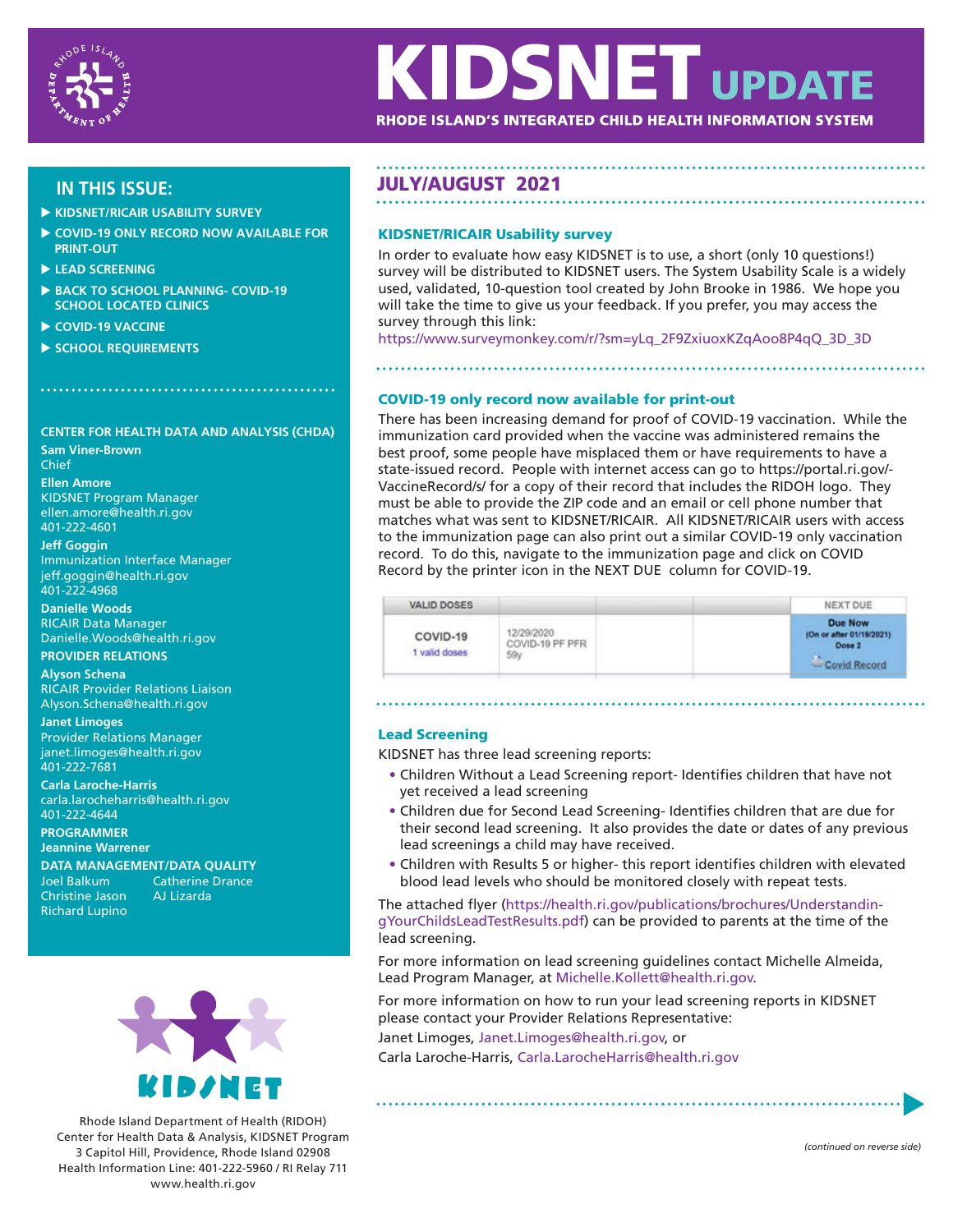# KIDSNET UPDATE

**RHODE ISLAND'S INTEGRATED CHILD HEALTH INFORMATION SYSTEM**

## JULY/AUGUST 2021

### IN THIS ISSUE:

- KIDSNET/RICAIR USABILITY SURVEY
- COVID-19 ONLY RECORD NOW AVAILABLE FOR PRINT-OUT
- LEAD SCREENING
- BACK TO SCHOOL PLANNING- COVID-19 SCHOOL LOCATED CLINICS
- COVID-19 VACCINE
- SCHOOL REQUIREMENTS

### KIDSNET/RICAIR Usability survey

In order to evaluate how easy KIDSNET is to use, a short (only 10 questions!) survey will be distributed to KIDSNET users. The System Usability Scale is a widely used, validated, 10-question tool created by John Brooke in 1986. We hope you will take the time to give us your feedback. If you prefer, you may access the survey through this link:
https://www.surveymonkey.com/r/?sm=yLq_2F9ZxiuoxKZqAoo8P4qQ_3D_3D

### COVID-19 only record now available for print-out

There has been increasing demand for proof of COVID-19 vaccination. While the immunization card provided when the vaccine was administered remains the best proof, some people have misplaced them or have requirements to have a state-issued record. People with internet access can go to https://portal.ri.gov/-VaccineRecord/s/ for a copy of their record that includes the RIDOH logo. They must be able to provide the ZIP code and an email or cell phone number that matches what was sent to KIDSNET/RICAIR. All KIDSNET/RICAIR users with access to the immunization page can also print out a similar COVID-19 only vaccination record. To do this, navigate to the immunization page and click on COVID Record by the printer icon in the NEXT DUE column for COVID-19.

| VALID DOSES | | | | NEXT DUE |
|---|---|---|---|---|
| COVID-19<br>1 valid doses | 12/29/2020<br>COVID-19 PF PFR<br>59y | | | Due Now<br>(On or after 01/19/2021)<br>Dose 2<br>Covid Record |

### Lead Screening

KIDSNET has three lead screening reports:

- Children Without a Lead Screening report- Identifies children that have not yet received a lead screening
- Children due for Second Lead Screening- Identifies children that are due for their second lead screening. It also provides the date or dates of any previous lead screenings a child may have received.
- Children with Results 5 or higher- this report identifies children with elevated blood lead levels who should be monitored closely with repeat tests.

The attached flyer (https://health.ri.gov/publications/brochures/UnderstandingYourChildsLeadTestResults.pdf) can be provided to parents at the time of the lead screening.

For more information on lead screening guidelines contact Michelle Almeida, Lead Program Manager, at Michelle.Kollett@health.ri.gov.

For more information on how to run your lead screening reports in KIDSNET please contact your Provider Relations Representative:
Janet Limoges, Janet.Limoges@health.ri.gov, or
Carla Laroche-Harris, Carla.LarocheHarris@health.ri.gov

*(continued on reverse side)*

---

**CENTER FOR HEALTH DATA AND ANALYSIS (CHDA)**

**Sam Viner-Brown**
Chief

**Ellen Amore**
KIDSNET Program Manager
ellen.amore@health.ri.gov
401-222-4601

**Jeff Goggin**
Immunization Interface Manager
jeff.goggin@health.ri.gov
401-222-4968

**Danielle Woods**
RICAIR Data Manager
Danielle.Woods@health.ri.gov

**PROVIDER RELATIONS**

**Alyson Schena**
RICAIR Provider Relations Liaison
Alyson.Schena@health.ri.gov

**Janet Limoges**
Provider Relations Manager
janet.limoges@health.ri.gov
401-222-7681

**Carla Laroche-Harris**
carla.larocheharris@health.ri.gov
401-222-4644

**PROGRAMMER**
**Jeannine Warrener**

**DATA MANAGEMENT/DATA QUALITY**
Joel Balkum
Christine Jason
Richard Lupino
Catherine Drance
AJ Lizarda

Rhode Island Department of Health (RIDOH)
Center for Health Data & Analysis, KIDSNET Program
3 Capitol Hill, Providence, Rhode Island 02908
Health Information Line: 401-222-5960 / RI Relay 711
www.health.ri.gov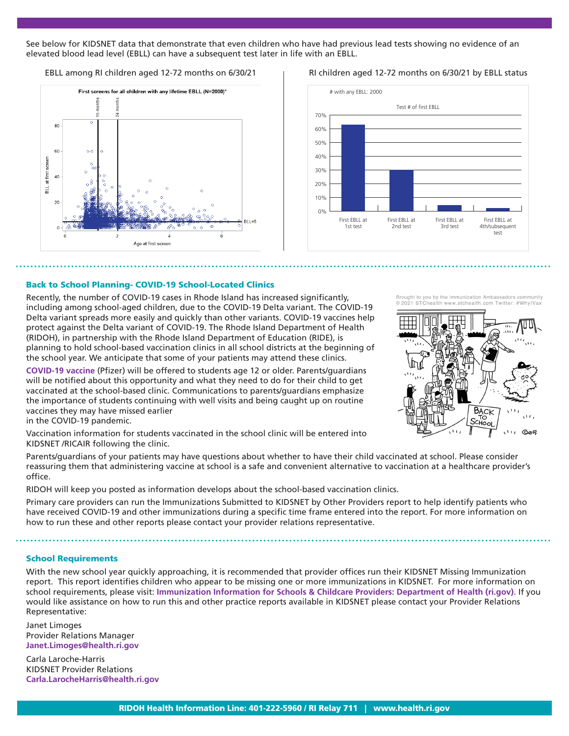See below for KIDSNET data that demonstrate that even children who have had previous lead tests showing no evidence of an elevated blood lead level (EBLL) can have a subsequent test later in life with an EBLL.

EBLL among RI children aged 12-72 months on 6/30/21

First screens for all children with any lifetime EBLL (N=2000)*

15 months
24 months
BLL at first screen
80
60
40
20
0
BLL=5
0
2
4
6
Age at first screen

RI children aged 12-72 months on 6/30/21 by EBLL status

# with any EBLL: 2000

Test # of first EBLL

70%
60%
50%
40%
30%
20%
10%
0%

First EBLL at 1st test
First EBLL at 2nd test
First EBLL at 3rd test
First EBLL at 4th/subsequent test

### Back to School Planning- COVID-19 School-Located Clinics

Recently, the number of COVID-19 cases in Rhode Island has increased significantly, including among school-aged children, due to the COVID-19 Delta variant. The COVID-19 Delta variant spreads more easily and quickly than other variants. COVID-19 vaccines help protect against the Delta variant of COVID-19. The Rhode Island Department of Health (RIDOH), in partnership with the Rhode Island Department of Education (RIDE), is planning to hold school-based vaccination clinics in all school districts at the beginning of the school year. We anticipate that some of your patients may attend these clinics.

**COVID-19 vaccine** (Pfizer) will be offered to students age 12 or older. Parents/guardians will be notified about this opportunity and what they need to do for their child to get vaccinated at the school-based clinic. Communications to parents/guardians emphasize the importance of students continuing with well visits and being caught up on routine vaccines they may have missed earlier in the COVID-19 pandemic.

Brought to you by the Immunization Ambassadors community
© 2021 STChealth www.stchealth.com Twitter: #WhyIVax

Vaccination information for students vaccinated in the school clinic will be entered into KIDSNET /RICAIR following the clinic.

Parents/guardians of your patients may have questions about whether to have their child vaccinated at school. Please consider reassuring them that administering vaccine at school is a safe and convenient alternative to vaccination at a healthcare provider's office.

RIDOH will keep you posted as information develops about the school-based vaccination clinics.

Primary care providers can run the Immunizations Submitted to KIDSNET by Other Providers report to help identify patients who have received COVID-19 and other immunizations during a specific time frame entered into the report. For more information on how to run these and other reports please contact your provider relations representative.

### School Requirements

With the new school year quickly approaching, it is recommended that provider offices run their KIDSNET Missing Immunization report. This report identifies children who appear to be missing one or more immunizations in KIDSNET. For more information on school requirements, please visit: **Immunization Information for Schools & Childcare Providers: Department of Health (ri.gov)**. If you would like assistance on how to run this and other practice reports available in KIDSNET please contact your Provider Relations Representative:

Janet Limoges
Provider Relations Manager
**Janet.Limoges@health.ri.gov**

Carla Laroche-Harris
KIDSNET Provider Relations
**Carla.LarocheHarris@health.ri.gov**

**RIDOH Health Information Line: 401-222-5960 / RI Relay 711 | www.health.ri.gov**